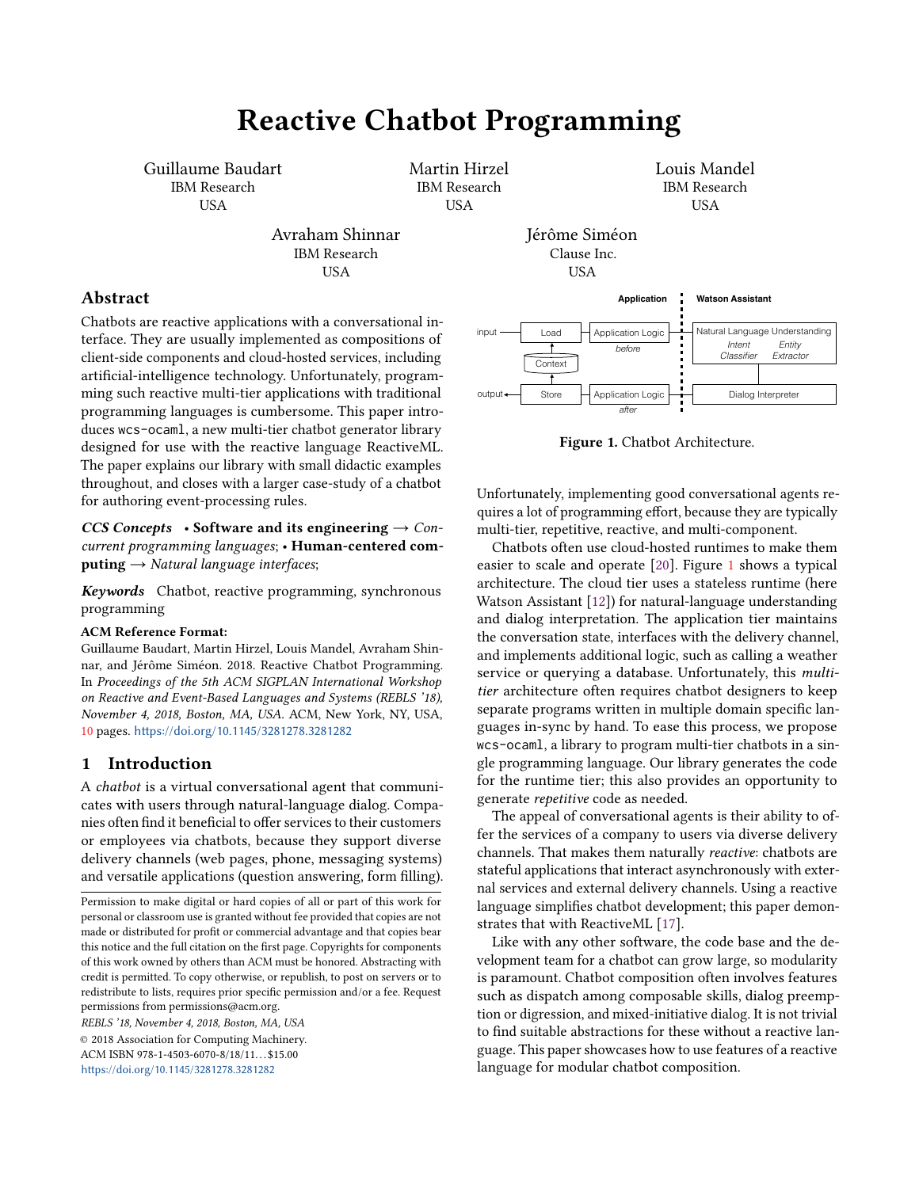# Reactive Chatbot Programming

Guillaume Baudart
IBM Research
USA

Martin Hirzel
IBM Research
USA

Louis Mandel
IBM Research
USA

Avraham Shinnar
IBM Research
USA

Jérôme Siméon
Clause Inc.
USA

## Abstract

Chatbots are reactive applications with a conversational interface. They are usually implemented as compositions of client-side components and cloud-hosted services, including artificial-intelligence technology. Unfortunately, programming such reactive multi-tier applications with traditional programming languages is cumbersome. This paper introduces `wcs-ocaml`, a new multi-tier chatbot generator library designed for use with the reactive language ReactiveML. The paper explains our library with small didactic examples throughout, and closes with a larger case-study of a chatbot for authoring event-processing rules.

***CCS Concepts*** • **Software and its engineering** → *Concurrent programming languages*; • **Human-centered computing** → *Natural language interfaces*;

***Keywords*** Chatbot, reactive programming, synchronous programming

**ACM Reference Format:**
Guillaume Baudart, Martin Hirzel, Louis Mandel, Avraham Shinnar, and Jérôme Siméon. 2018. Reactive Chatbot Programming. In *Proceedings of the 5th ACM SIGPLAN International Workshop on Reactive and Event-Based Languages and Systems (REBLS '18), November 4, 2018, Boston, MA, USA.* ACM, New York, NY, USA, 10 pages. https://doi.org/10.1145/3281278.3281282

## 1 Introduction

A *chatbot* is a virtual conversational agent that communicates with users through natural-language dialog. Companies often find it beneficial to offer services to their customers or employees via chatbots, because they support diverse delivery channels (web pages, phone, messaging systems) and versatile applications (question answering, form filling).

Permission to make digital or hard copies of all or part of this work for personal or classroom use is granted without fee provided that copies are not made or distributed for profit or commercial advantage and that copies bear this notice and the full citation on the first page. Copyrights for components of this work owned by others than ACM must be honored. Abstracting with credit is permitted. To copy otherwise, or republish, to post on servers or to redistribute to lists, requires prior specific permission and/or a fee. Request permissions from permissions@acm.org.
*REBLS '18, November 4, 2018, Boston, MA, USA*
© 2018 Association for Computing Machinery.
ACM ISBN 978-1-4503-6070-8/18/11…$15.00
https://doi.org/10.1145/3281278.3281282

**Figure 1.** Chatbot Architecture.

Unfortunately, implementing good conversational agents requires a lot of programming effort, because they are typically multi-tier, repetitive, reactive, and multi-component.

Chatbots often use cloud-hosted runtimes to make them easier to scale and operate [20]. Figure 1 shows a typical architecture. The cloud tier uses a stateless runtime (here Watson Assistant [12]) for natural-language understanding and dialog interpretation. The application tier maintains the conversation state, interfaces with the delivery channel, and implements additional logic, such as calling a weather service or querying a database. Unfortunately, this *multi-tier* architecture often requires chatbot designers to keep separate programs written in multiple domain specific languages in-sync by hand. To ease this process, we propose `wcs-ocaml`, a library to program multi-tier chatbots in a single programming language. Our library generates the code for the runtime tier; this also provides an opportunity to generate *repetitive* code as needed.

The appeal of conversational agents is their ability to offer the services of a company to users via diverse delivery channels. That makes them naturally *reactive*: chatbots are stateful applications that interact asynchronously with external services and external delivery channels. Using a reactive language simplifies chatbot development; this paper demonstrates that with ReactiveML [17].

Like with any other software, the code base and the development team for a chatbot can grow large, so modularity is paramount. Chatbot composition often involves features such as dispatch among composable skills, dialog preemption or digression, and mixed-initiative dialog. It is not trivial to find suitable abstractions for these without a reactive language. This paper showcases how to use features of a reactive language for modular chatbot composition.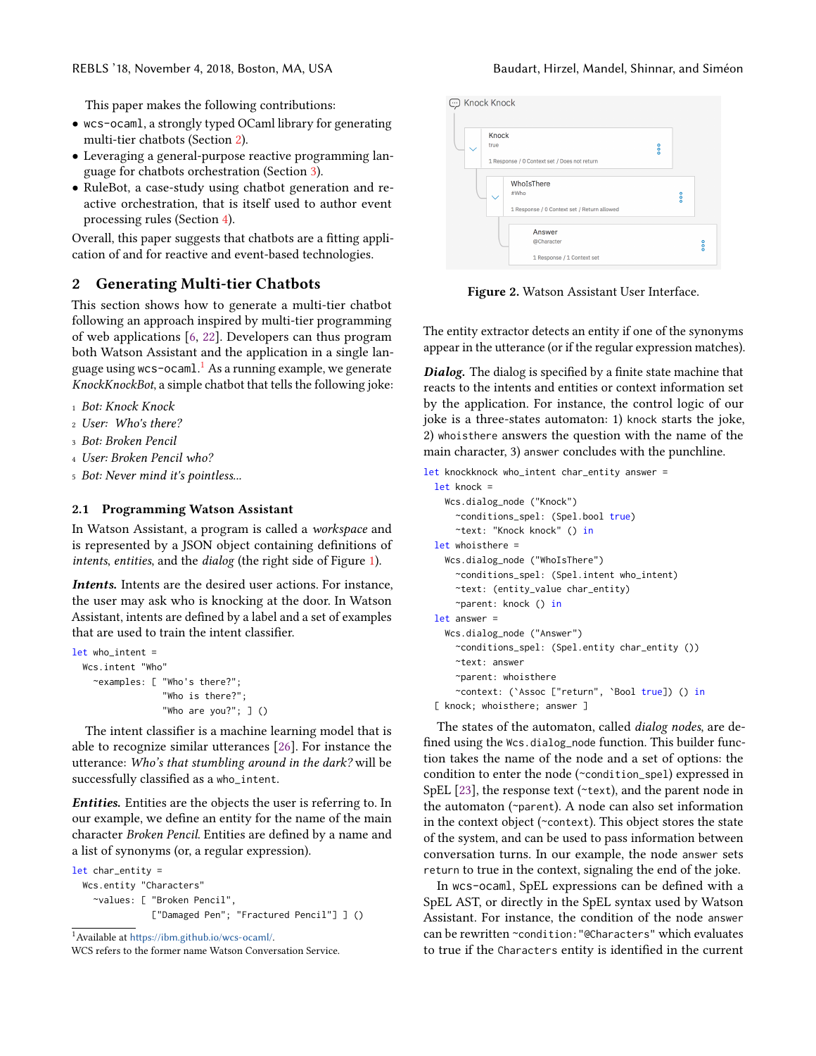This paper makes the following contributions:

- wcs-ocaml, a strongly typed OCaml library for generating multi-tier chatbots (Section 2).
- Leveraging a general-purpose reactive programming language for chatbots orchestration (Section 3).
- RuleBot, a case-study using chatbot generation and reactive orchestration, that is itself used to author event processing rules (Section 4).

Overall, this paper suggests that chatbots are a fitting application of and for reactive and event-based technologies.

## 2 Generating Multi-tier Chatbots

This section shows how to generate a multi-tier chatbot following an approach inspired by multi-tier programming of web applications [6, 22]. Developers can thus program both Watson Assistant and the application in a single language using wcs-ocaml.[1] As a running example, we generate *KnockKnockBot*, a simple chatbot that tells the following joke:

1. *Bot: Knock Knock*
2. *User: Who's there?*
3. *Bot: Broken Pencil*
4. *User: Broken Pencil who?*
5. *Bot: Never mind it's pointless...*

### 2.1 Programming Watson Assistant

In Watson Assistant, a program is called a *workspace* and is represented by a JSON object containing definitions of *intents*, *entities*, and the *dialog* (the right side of Figure 1).

***Intents.*** Intents are the desired user actions. For instance, the user may ask who is knocking at the door. In Watson Assistant, intents are defined by a label and a set of examples that are used to train the intent classifier.

```
let who_intent =
  Wcs.intent "Who"
    ~examples: [ "Who's there?";
                 "Who is there?";
                 "Who are you?"; ] ()
```

The intent classifier is a machine learning model that is able to recognize similar utterances [26]. For instance the utterance: *Who's that stumbling around in the dark?* will be successfully classified as a who_intent.

***Entities.*** Entities are the objects the user is referring to. In our example, we define an entity for the name of the main character *Broken Pencil*. Entities are defined by a name and a list of synonyms (or, a regular expression).

```
let char_entity =
  Wcs.entity "Characters"
    ~values: [ "Broken Pencil",
               ["Damaged Pen"; "Fractured Pencil"] ] ()
```

[1] Available at https://ibm.github.io/wcs-ocaml/.
WCS refers to the former name Watson Conversation Service.

**Figure 2.** Watson Assistant User Interface.

The entity extractor detects an entity if one of the synonyms appear in the utterance (or if the regular expression matches).

***Dialog.*** The dialog is specified by a finite state machine that reacts to the intents and entities or context information set by the application. For instance, the control logic of our joke is a three-states automaton: 1) knock starts the joke, 2) whoisthere answers the question with the name of the main character, 3) answer concludes with the punchline.

```
let knockknock who_intent char_entity answer =
  let knock =
    Wcs.dialog_node ("Knock")
      ~conditions_spel: (Spel.bool true)
      ~text: "Knock knock" () in
  let whoisthere =
    Wcs.dialog_node ("WhoIsThere")
      ~conditions_spel: (Spel.intent who_intent)
      ~text: (entity_value char_entity)
      ~parent: knock () in
  let answer =
    Wcs.dialog_node ("Answer")
      ~conditions_spel: (Spel.entity char_entity ())
      ~text: answer
      ~parent: whoisthere
      ~context: (`Assoc ["return", `Bool true]) () in
  [ knock; whoisthere; answer ]
```

The states of the automaton, called *dialog nodes*, are defined using the Wcs.dialog_node function. This builder function takes the name of the node and a set of options: the condition to enter the node (~condition_spel) expressed in SpEL [23], the response text (~text), and the parent node in the automaton (~parent). A node can also set information in the context object (~context). This object stores the state of the system, and can be used to pass information between conversation turns. In our example, the node answer sets return to true in the context, signaling the end of the joke.

In wcs-ocaml, SpEL expressions can be defined with a SpEL AST, or directly in the SpEL syntax used by Watson Assistant. For instance, the condition of the node answer can be rewritten ~condition:"@Characters" which evaluates to true if the Characters entity is identified in the current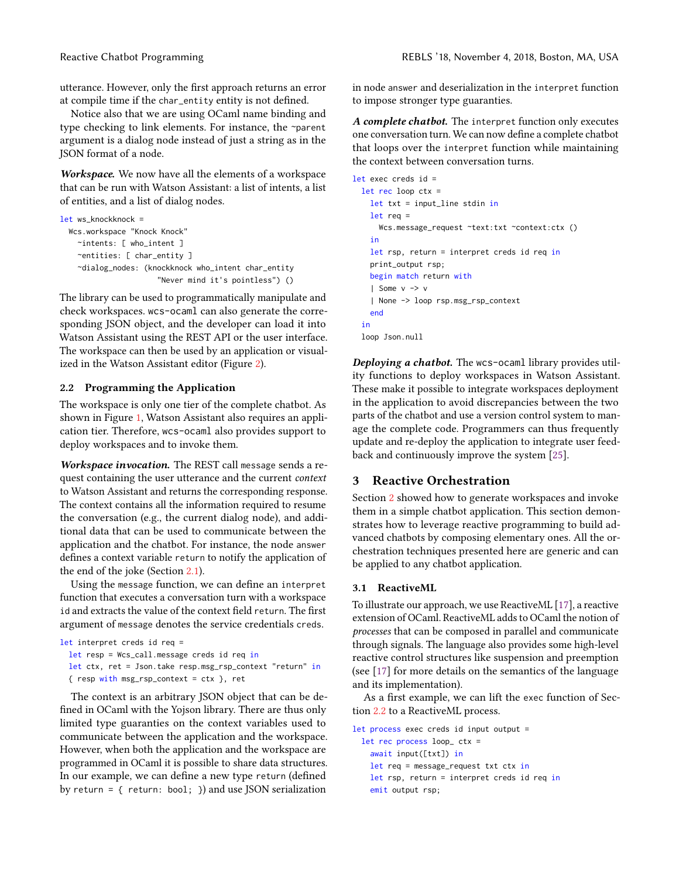utterance. However, only the first approach returns an error at compile time if the `char_entity` entity is not defined.

Notice also that we are using OCaml name binding and type checking to link elements. For instance, the `~parent` argument is a dialog node instead of just a string as in the JSON format of a node.

***Workspace.*** We now have all the elements of a workspace that can be run with Watson Assistant: a list of intents, a list of entities, and a list of dialog nodes.

```
let ws_knockknock =
  Wcs.workspace "Knock Knock"
    ~intents: [ who_intent ]
    ~entities: [ char_entity ]
    ~dialog_nodes: (knockknock who_intent char_entity
                      "Never mind it's pointless") ()
```

The library can be used to programmatically manipulate and check workspaces. `wcs-ocaml` can also generate the corresponding JSON object, and the developer can load it into Watson Assistant using the REST API or the user interface. The workspace can then be used by an application or visualized in the Watson Assistant editor (Figure 2).

### 2.2 Programming the Application

The workspace is only one tier of the complete chatbot. As shown in Figure 1, Watson Assistant also requires an application tier. Therefore, `wcs-ocaml` also provides support to deploy workspaces and to invoke them.

***Workspace invocation.*** The REST call `message` sends a request containing the user utterance and the current *context* to Watson Assistant and returns the corresponding response. The context contains all the information required to resume the conversation (e.g., the current dialog node), and additional data that can be used to communicate between the application and the chatbot. For instance, the node `answer` defines a context variable `return` to notify the application of the end of the joke (Section 2.1).

Using the `message` function, we can define an `interpret` function that executes a conversation turn with a workspace `id` and extracts the value of the context field `return`. The first argument of `message` denotes the service credentials `creds`.

```
let interpret creds id req =
  let resp = Wcs_call.message creds id req in
  let ctx, ret = Json.take resp.msg_rsp_context "return" in
  { resp with msg_rsp_context = ctx }, ret
```

The context is an arbitrary JSON object that can be defined in OCaml with the Yojson library. There are thus only limited type guaranties on the context variables used to communicate between the application and the workspace. However, when both the application and the workspace are programmed in OCaml it is possible to share data structures. In our example, we can define a new type `return` (defined by `return = { return: bool; }`) and use JSON serialization in node `answer` and deserialization in the `interpret` function to impose stronger type guarantees.

***A complete chatbot.*** The `interpret` function only executes one conversation turn. We can now define a complete chatbot that loops over the `interpret` function while maintaining the context between conversation turns.

```
let exec creds id =
  let rec loop ctx =
    let txt = input_line stdin in
    let req =
      Wcs.message_request ~text:txt ~context:ctx ()
    in
    let rsp, return = interpret creds id req in
    print_output rsp;
    begin match return with
    | Some v -> v
    | None -> loop rsp.msg_rsp_context
    end
  in
  loop Json.null
```

***Deploying a chatbot.*** The `wcs-ocaml` library provides utility functions to deploy workspaces in Watson Assistant. These make it possible to integrate workspaces deployment in the application to avoid discrepancies between the two parts of the chatbot and use a version control system to manage the complete code. Programmers can thus frequently update and re-deploy the application to integrate user feedback and continuously improve the system [25].

## 3 Reactive Orchestration

Section 2 showed how to generate workspaces and invoke them in a simple chatbot application. This section demonstrates how to leverage reactive programming to build advanced chatbots by composing elementary ones. All the orchestration techniques presented here are generic and can be applied to any chatbot application.

### 3.1 ReactiveML

To illustrate our approach, we use ReactiveML [17], a reactive extension of OCaml. ReactiveML adds to OCaml the notion of *processes* that can be composed in parallel and communicate through signals. The language also provides some high-level reactive control structures like suspension and preemption (see [17] for more details on the semantics of the language and its implementation).

As a first example, we can lift the `exec` function of Section 2.2 to a ReactiveML process.

```
let process exec creds id input output =
  let rec process loop_ ctx =
    await input([txt]) in
    let req = message_request txt ctx in
    let rsp, return = interpret creds id req in
    emit output rsp;
```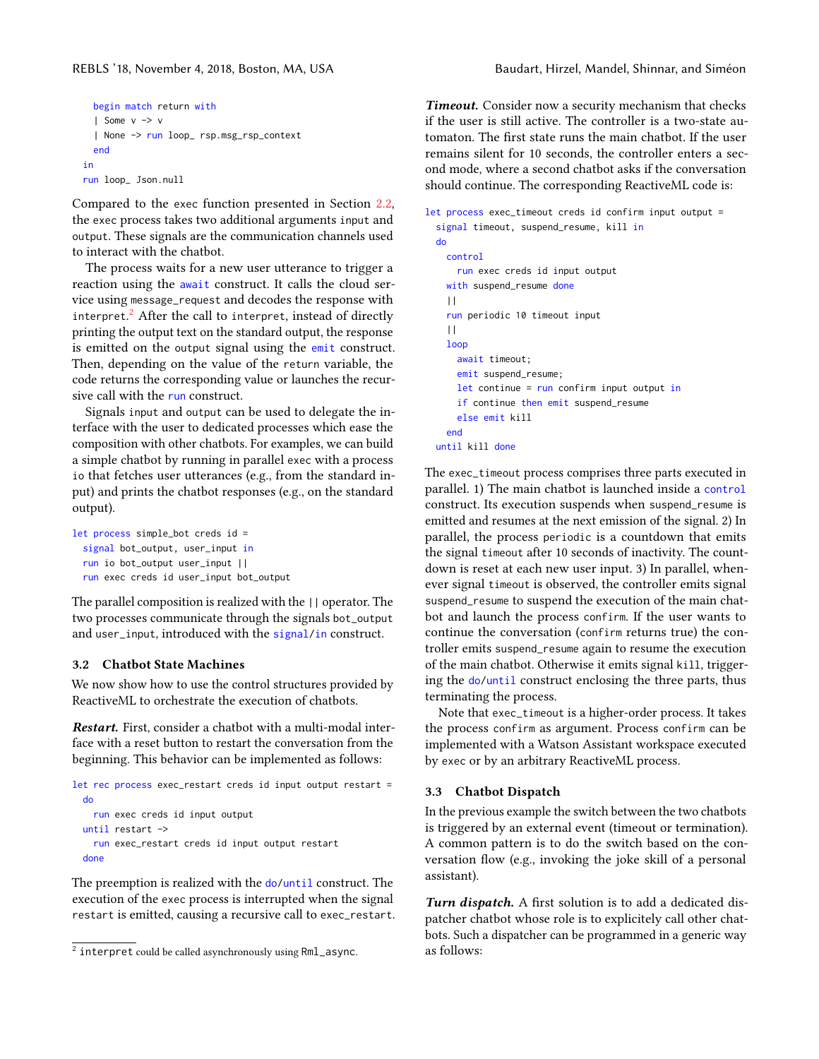```
    begin match return with
    | Some v -> v
    | None -> run loop_ rsp.msg_rsp_context
    end
  in
  run loop_ Json.null
```

Compared to the exec function presented in Section 2.2, the exec process takes two additional arguments input and output. These signals are the communication channels used to interact with the chatbot.

The process waits for a new user utterance to trigger a reaction using the await construct. It calls the cloud service using message_request and decodes the response with interpret.[2] After the call to interpret, instead of directly printing the output text on the standard output, the response is emitted on the output signal using the emit construct. Then, depending on the value of the return variable, the code returns the corresponding value or launches the recursive call with the run construct.

Signals input and output can be used to delegate the interface with the user to dedicated processes which ease the composition with other chatbots. For examples, we can build a simple chatbot by running in parallel exec with a process io that fetches user utterances (e.g., from the standard input) and prints the chatbot responses (e.g., on the standard output).

```
let process simple_bot creds id =
  signal bot_output, user_input in
  run io bot_output user_input ||
  run exec creds id user_input bot_output
```

The parallel composition is realized with the || operator. The two processes communicate through the signals bot_output and user_input, introduced with the signal/in construct.

### 3.2 Chatbot State Machines

We now show how to use the control structures provided by ReactiveML to orchestrate the execution of chatbots.

***Restart.*** First, consider a chatbot with a multi-modal interface with a reset button to restart the conversation from the beginning. This behavior can be implemented as follows:

```
let rec process exec_restart creds id input output restart =
  do
    run exec creds id input output
  until restart ->
    run exec_restart creds id input output restart
  done
```

The preemption is realized with the do/until construct. The execution of the exec process is interrupted when the signal restart is emitted, causing a recursive call to exec_restart.

***Timeout.*** Consider now a security mechanism that checks if the user is still active. The controller is a two-state automaton. The first state runs the main chatbot. If the user remains silent for 10 seconds, the controller enters a second mode, where a second chatbot asks if the conversation should continue. The corresponding ReactiveML code is:

```
let process exec_timeout creds id confirm input output =
  signal timeout, suspend_resume, kill in
  do
    control
      run exec creds id input output
    with suspend_resume done
    ||
    run periodic 10 timeout input
    ||
    loop
      await timeout;
      emit suspend_resume;
      let continue = run confirm input output in
      if continue then emit suspend_resume
      else emit kill
    end
  until kill done
```

The exec_timeout process comprises three parts executed in parallel. 1) The main chatbot is launched inside a control construct. Its execution suspends when suspend_resume is emitted and resumes at the next emission of the signal. 2) In parallel, the process periodic is a countdown that emits the signal timeout after 10 seconds of inactivity. The countdown is reset at each new user input. 3) In parallel, whenever signal timeout is observed, the controller emits signal suspend_resume to suspend the execution of the main chatbot and launch the process confirm. If the user wants to continue the conversation (confirm returns true) the controller emits suspend_resume again to resume the execution of the main chatbot. Otherwise it emits signal kill, triggering the do/until construct enclosing the three parts, thus terminating the process.

Note that exec_timeout is a higher-order process. It takes the process confirm as argument. Process confirm can be implemented with a Watson Assistant workspace executed by exec or by an arbitrary ReactiveML process.

### 3.3 Chatbot Dispatch

In the previous example the switch between the two chatbots is triggered by an external event (timeout or termination). A common pattern is to do the switch based on the conversation flow (e.g., invoking the joke skill of a personal assistant).

***Turn dispatch.*** A first solution is to add a dedicated dispatcher chatbot whose role is to explicitely call other chatbots. Such a dispatcher can be programmed in a generic way as follows:

[2] interpret could be called asynchronously using Rml_async.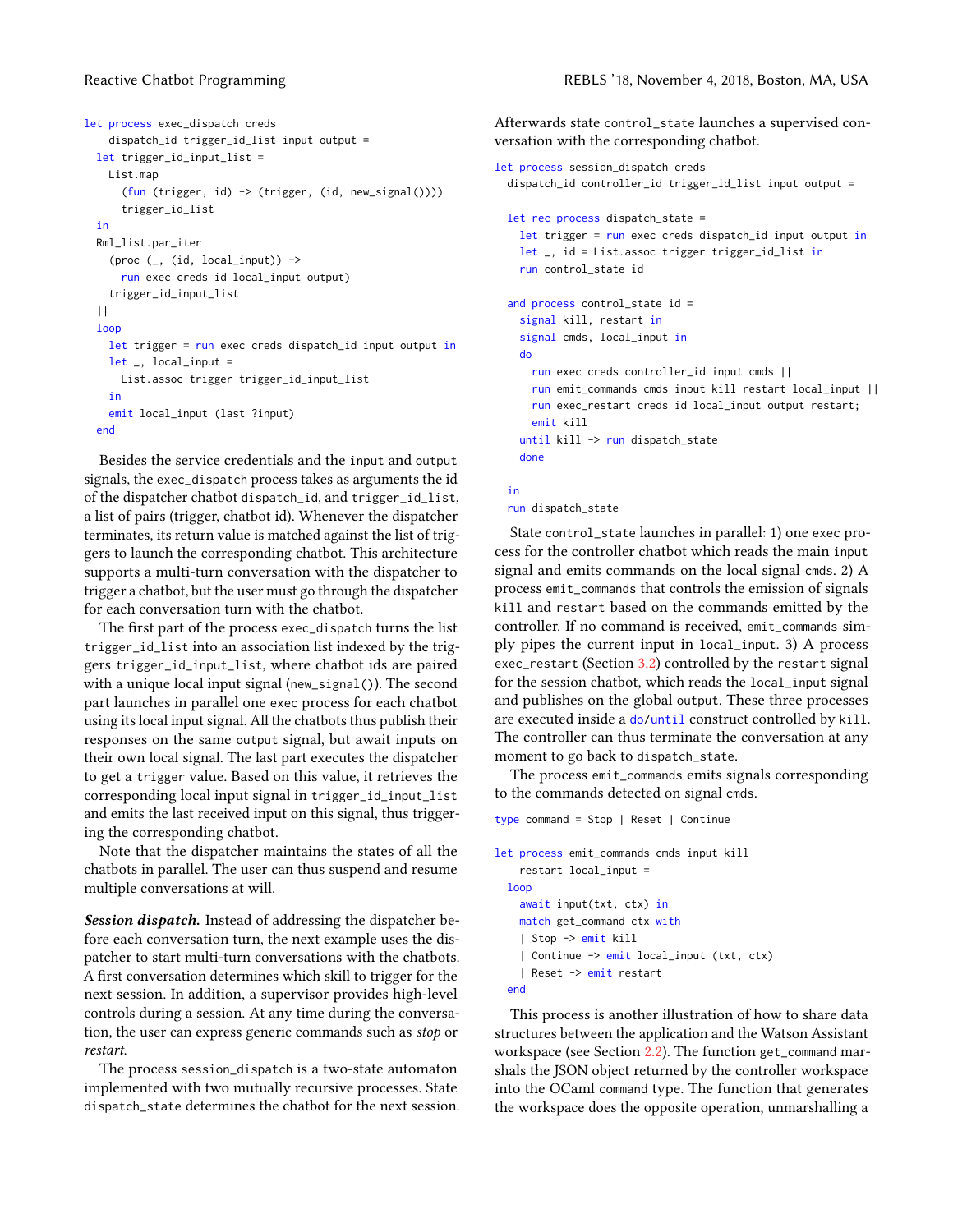```
let process exec_dispatch creds
    dispatch_id trigger_id_list input output =
  let trigger_id_input_list =
    List.map
      (fun (trigger, id) -> (trigger, (id, new_signal())))
      trigger_id_list
  in
  Rml_list.par_iter
    (proc (_, (id, local_input)) ->
      run exec creds id local_input output)
    trigger_id_input_list
  ||
  loop
    let trigger = run exec creds dispatch_id input output in
    let _, local_input =
      List.assoc trigger trigger_id_input_list
    in
    emit local_input (last ?input)
  end
```

Besides the service credentials and the `input` and `output` signals, the `exec_dispatch` process takes as arguments the id of the dispatcher chatbot `dispatch_id`, and `trigger_id_list`, a list of pairs (trigger, chatbot id). Whenever the dispatcher terminates, its return value is matched against the list of triggers to launch the corresponding chatbot. This architecture supports a multi-turn conversation with the dispatcher to trigger a chatbot, but the user must go through the dispatcher for each conversation turn with the chatbot.

The first part of the process `exec_dispatch` turns the list `trigger_id_list` into an association list indexed by the triggers `trigger_id_input_list`, where chatbot ids are paired with a unique local input signal (`new_signal()`). The second part launches in parallel one `exec` process for each chatbot using its local input signal. All the chatbots thus publish their responses on the same `output` signal, but await inputs on their own local signal. The last part executes the dispatcher to get a `trigger` value. Based on this value, it retrieves the corresponding local input signal in `trigger_id_input_list` and emits the last received input on this signal, thus triggering the corresponding chatbot.

Note that the dispatcher maintains the states of all the chatbots in parallel. The user can thus suspend and resume multiple conversations at will.

***Session dispatch.*** Instead of addressing the dispatcher before each conversation turn, the next example uses the dispatcher to start multi-turn conversations with the chatbots. A first conversation determines which skill to trigger for the next session. In addition, a supervisor provides high-level controls during a session. At any time during the conversation, the user can express generic commands such as *stop* or *restart*.

The process `session_dispatch` is a two-state automaton implemented with two mutually recursive processes. State `dispatch_state` determines the chatbot for the next session. Afterwards state `control_state` launches a supervised conversation with the corresponding chatbot.

```
let process session_dispatch creds
  dispatch_id controller_id trigger_id_list input output =

  let rec process dispatch_state =
    let trigger = run exec creds dispatch_id input output in
    let _, id = List.assoc trigger trigger_id_list in
    run control_state id

  and process control_state id =
    signal kill, restart in
    signal cmds, local_input in
    do
      run exec creds controller_id input cmds ||
      run emit_commands cmds input kill restart local_input ||
      run exec_restart creds id local_input output restart;
      emit kill
    until kill -> run dispatch_state
    done

  in
  run dispatch_state
```

State `control_state` launches in parallel: 1) one `exec` process for the controller chatbot which reads the main `input` signal and emits commands on the local signal `cmds`. 2) A process `emit_commands` that controls the emission of signals `kill` and `restart` based on the commands emitted by the controller. If no command is received, `emit_commands` simply pipes the current input in `local_input`. 3) A process `exec_restart` (Section 3.2) controlled by the `restart` signal for the session chatbot, which reads the `local_input` signal and publishes on the global `output`. These three processes are executed inside a `do`/`until` construct controlled by `kill`. The controller can thus terminate the conversation at any moment to go back to `dispatch_state`.

The process `emit_commands` emits signals corresponding to the commands detected on signal `cmds`.

```
type command = Stop | Reset | Continue

let process emit_commands cmds input kill
    restart local_input =
  loop
    await input(txt, ctx) in
    match get_command ctx with
    | Stop -> emit kill
    | Continue -> emit local_input (txt, ctx)
    | Reset -> emit restart
  end
```

This process is another illustration of how to share data structures between the application and the Watson Assistant workspace (see Section 2.2). The function `get_command` marshals the JSON object returned by the controller workspace into the OCaml `command` type. The function that generates the workspace does the opposite operation, unmarshalling a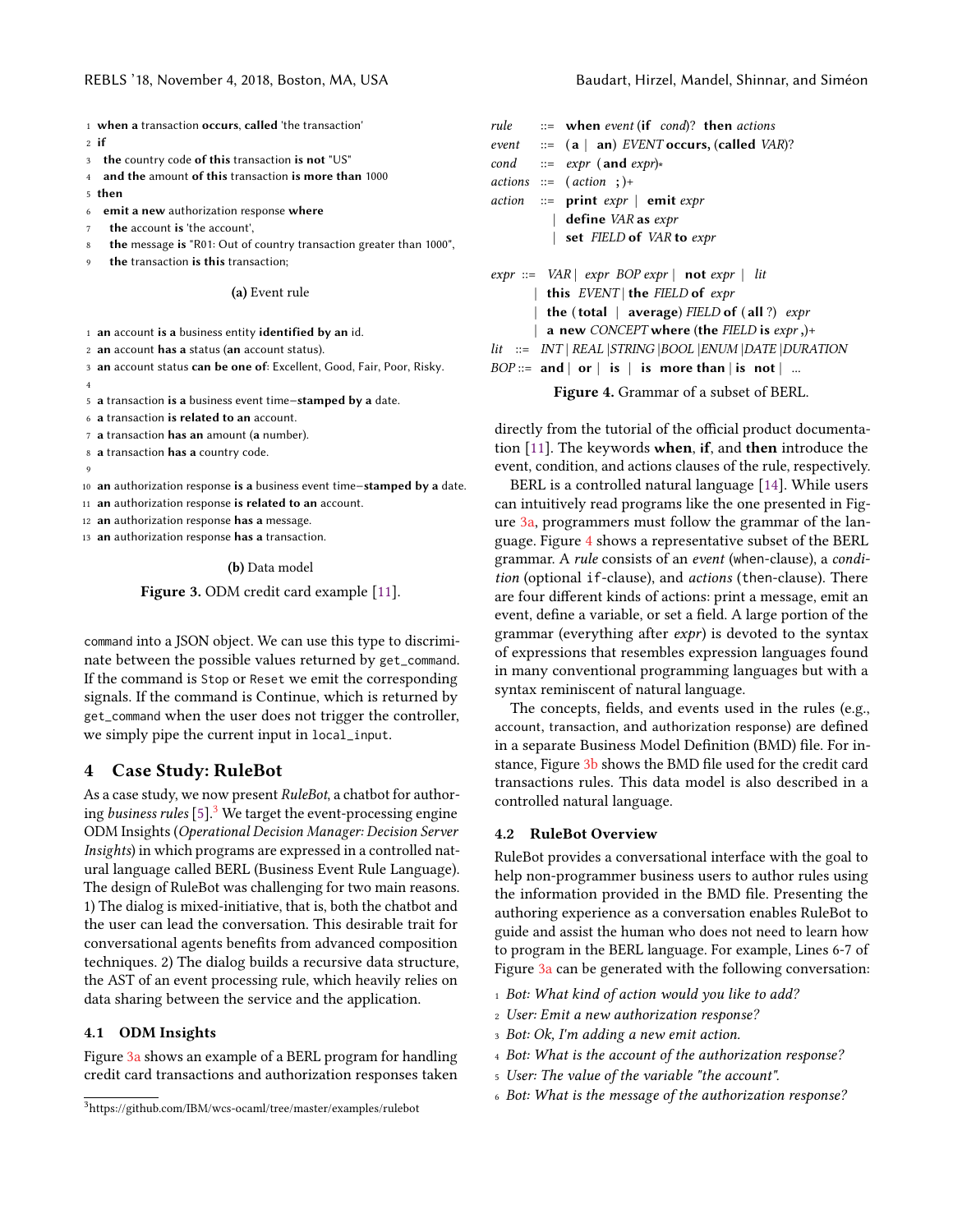```
1 when a transaction occurs, called 'the transaction'
2 if
3   the country code of this transaction is not "US"
4   and the amount of this transaction is more than 1000
5 then
6   emit a new authorization response where
7     the account is 'the account',
8     the message is "R01: Out of country transaction greater than 1000",
9     the transaction is this transaction;
```

(a) Event rule

```
1 an account is a business entity identified by an id.
2 an account has a status (an account status).
3 an account status can be one of: Excellent, Good, Fair, Poor, Risky.
4
5 a transaction is a business event time−stamped by a date.
6 a transaction is related to an account.
7 a transaction has an amount (a number).
8 a transaction has a country code.
9
10 an authorization response is a business event time−stamped by a date.
11 an authorization response is related to an account.
12 an authorization response has a message.
13 an authorization response has a transaction.
```

(b) Data model

**Figure 3.** ODM credit card example [11].

command into a JSON object. We can use this type to discriminate between the possible values returned by `get_command`. If the command is `Stop` or `Reset` we emit the corresponding signals. If the command is Continue, which is returned by `get_command` when the user does not trigger the controller, we simply pipe the current input in `local_input`.

## 4 Case Study: RuleBot

As a case study, we now present *RuleBot*, a chatbot for authoring *business rules* [5].[3] We target the event-processing engine ODM Insights (*Operational Decision Manager: Decision Server Insights*) in which programs are expressed in a controlled natural language called BERL (Business Event Rule Language). The design of RuleBot was challenging for two main reasons. 1) The dialog is mixed-initiative, that is, both the chatbot and the user can lead the conversation. This desirable trait for conversational agents benefits from advanced composition techniques. 2) The dialog builds a recursive data structure, the AST of an event processing rule, which heavily relies on data sharing between the service and the application.

### 4.1 ODM Insights

Figure 3a shows an example of a BERL program for handling credit card transactions and authorization responses taken directly from the tutorial of the official product documentation [11]. The keywords **when**, **if**, and **then** introduce the event, condition, and actions clauses of the rule, respectively.

```
rule    ::= when event (if cond)? then actions
event   ::= (a | an) EVENT occurs, (called VAR)?
cond    ::= expr (and expr)*
actions ::= (action ;)+
action  ::= print expr | emit expr
          | define VAR as expr
          | set FIELD of VAR to expr

expr ::= VAR | expr BOP expr | not expr | lit
       | this EVENT | the FIELD of expr
       | the (total | average) FIELD of (all ?) expr
       | a new CONCEPT where (the FIELD is expr ,)+
lit  ::= INT | REAL | STRING | BOOL | ENUM | DATE | DURATION
BOP  ::= and | or | is | is more than | is not | ...
```

**Figure 4.** Grammar of a subset of BERL.

BERL is a controlled natural language [14]. While users can intuitively read programs like the one presented in Figure 3a, programmers must follow the grammar of the language. Figure 4 shows a representative subset of the BERL grammar. A *rule* consists of an *event* (when-clause), a *condition* (optional if-clause), and *actions* (then-clause). There are four different kinds of actions: print a message, emit an event, define a variable, or set a field. A large portion of the grammar (everything after *expr*) is devoted to the syntax of expressions that resembles expression languages found in many conventional programming languages but with a syntax reminiscent of natural language.

The concepts, fields, and events used in the rules (e.g., account, transaction, and authorization response) are defined in a separate Business Model Definition (BMD) file. For instance, Figure 3b shows the BMD file used for the credit card transactions rules. This data model is also described in a controlled natural language.

### 4.2 RuleBot Overview

RuleBot provides a conversational interface with the goal to help non-programmer business users to author rules using the information provided in the BMD file. Presenting the authoring experience as a conversation enables RuleBot to guide and assist the human who does not need to learn how to program in the BERL language. For example, Lines 6-7 of Figure 3a can be generated with the following conversation:

1 *Bot: What kind of action would you like to add?*
2 *User: Emit a new authorization response?*
3 *Bot: Ok, I'm adding a new emit action.*
4 *Bot: What is the account of the authorization response?*
5 *User: The value of the variable "the account".*
6 *Bot: What is the message of the authorization response?*

[3] https://github.com/IBM/wcs-ocaml/tree/master/examples/rulebot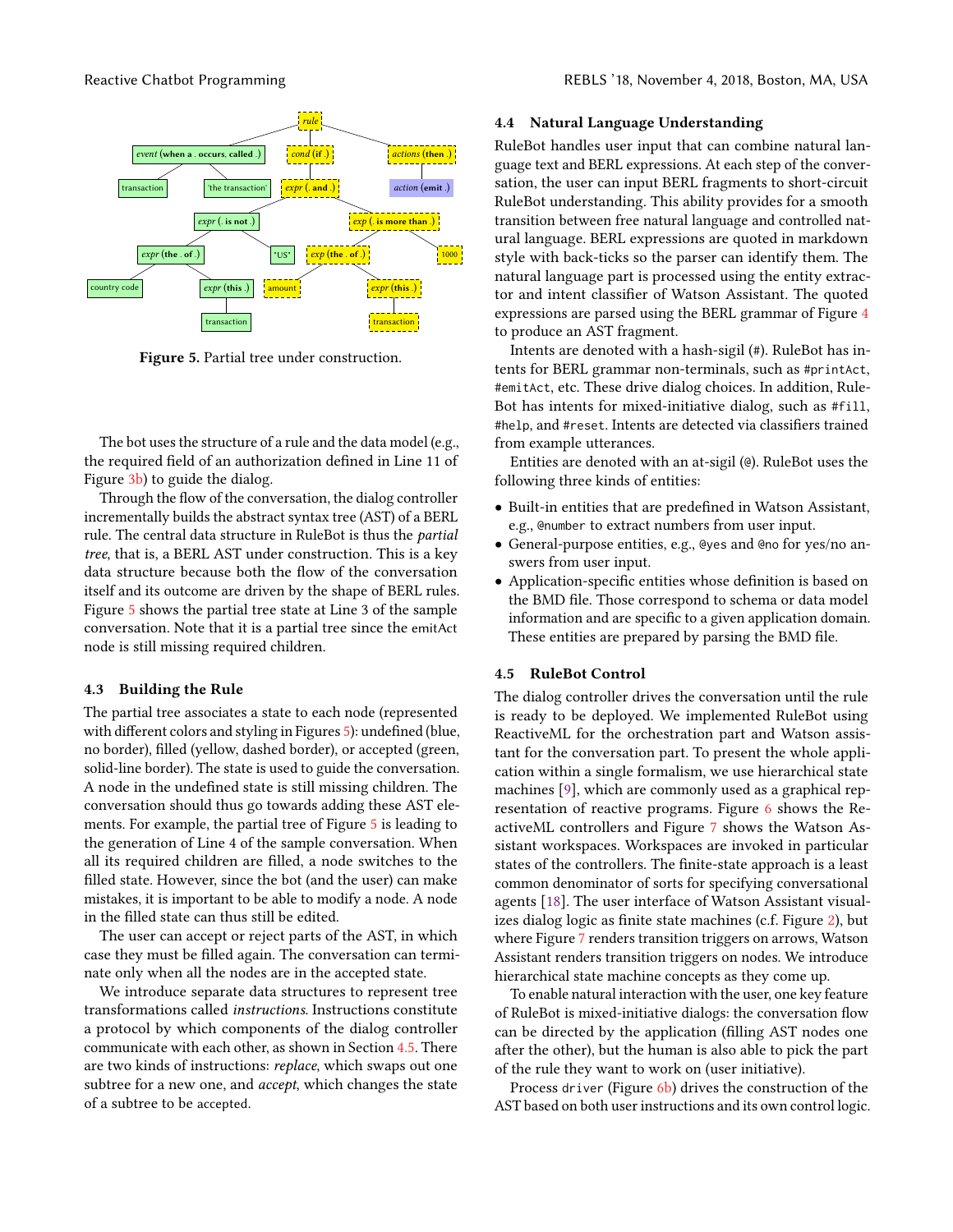Figure 5. Partial tree under construction.

The bot uses the structure of a rule and the data model (e.g., the required field of an authorization defined in Line 11 of Figure 3b) to guide the dialog.

Through the flow of the conversation, the dialog controller incrementally builds the abstract syntax tree (AST) of a BERL rule. The central data structure in RuleBot is thus the *partial tree*, that is, a BERL AST under construction. This is a key data structure because both the flow of the conversation itself and its outcome are driven by the shape of BERL rules. Figure 5 shows the partial tree state at Line 3 of the sample conversation. Note that it is a partial tree since the emitAct node is still missing required children.

### 4.3 Building the Rule

The partial tree associates a state to each node (represented with different colors and styling in Figures 5): undefined (blue, no border), filled (yellow, dashed border), or accepted (green, solid-line border). The state is used to guide the conversation. A node in the undefined state is still missing children. The conversation should thus go towards adding these AST elements. For example, the partial tree of Figure 5 is leading to the generation of Line 4 of the sample conversation. When all its required children are filled, a node switches to the filled state. However, since the bot (and the user) can make mistakes, it is important to be able to modify a node. A node in the filled state can thus still be edited.

The user can accept or reject parts of the AST, in which case they must be filled again. The conversation can terminate only when all the nodes are in the accepted state.

We introduce separate data structures to represent tree transformations called *instructions*. Instructions constitute a protocol by which components of the dialog controller communicate with each other, as shown in Section 4.5. There are two kinds of instructions: *replace*, which swaps out one subtree for a new one, and *accept*, which changes the state of a subtree to be accepted.

### 4.4 Natural Language Understanding

RuleBot handles user input that can combine natural language text and BERL expressions. At each step of the conversation, the user can input BERL fragments to short-circuit RuleBot understanding. This ability provides for a smooth transition between free natural language and controlled natural language. BERL expressions are quoted in markdown style with back-ticks so the parser can identify them. The natural language part is processed using the entity extractor and intent classifier of Watson Assistant. The quoted expressions are parsed using the BERL grammar of Figure 4 to produce an AST fragment.

Intents are denoted with a hash-sigil (`#`). RuleBot has intents for BERL grammar non-terminals, such as `#printAct`, `#emitAct`, etc. These drive dialog choices. In addition, RuleBot has intents for mixed-initiative dialog, such as `#fill`, `#help`, and `#reset`. Intents are detected via classifiers trained from example utterances.

Entities are denoted with an at-sigil (`@`). RuleBot uses the following three kinds of entities:

- Built-in entities that are predefined in Watson Assistant, e.g., `@number` to extract numbers from user input.
- General-purpose entities, e.g., `@yes` and `@no` for yes/no answers from user input.
- Application-specific entities whose definition is based on the BMD file. Those correspond to schema or data model information and are specific to a given application domain. These entities are prepared by parsing the BMD file.

### 4.5 RuleBot Control

The dialog controller drives the conversation until the rule is ready to be deployed. We implemented RuleBot using ReactiveML for the orchestration part and Watson assistant for the conversation part. To present the whole application within a single formalism, we use hierarchical state machines [9], which are commonly used as a graphical representation of reactive programs. Figure 6 shows the ReactiveML controllers and Figure 7 shows the Watson Assistant workspaces. Workspaces are invoked in particular states of the controllers. The finite-state approach is a least common denominator of sorts for specifying conversational agents [18]. The user interface of Watson Assistant visualizes dialog logic as finite state machines (c.f. Figure 2), but where Figure 7 renders transition triggers on arrows, Watson Assistant renders transition triggers on nodes. We introduce hierarchical state machine concepts as they come up.

To enable natural interaction with the user, one key feature of RuleBot is mixed-initiative dialogs: the conversation flow can be directed by the application (filling AST nodes one after the other), but the human is also able to pick the part of the rule they want to work on (user initiative).

Process `driver` (Figure 6b) drives the construction of the AST based on both user instructions and its own control logic.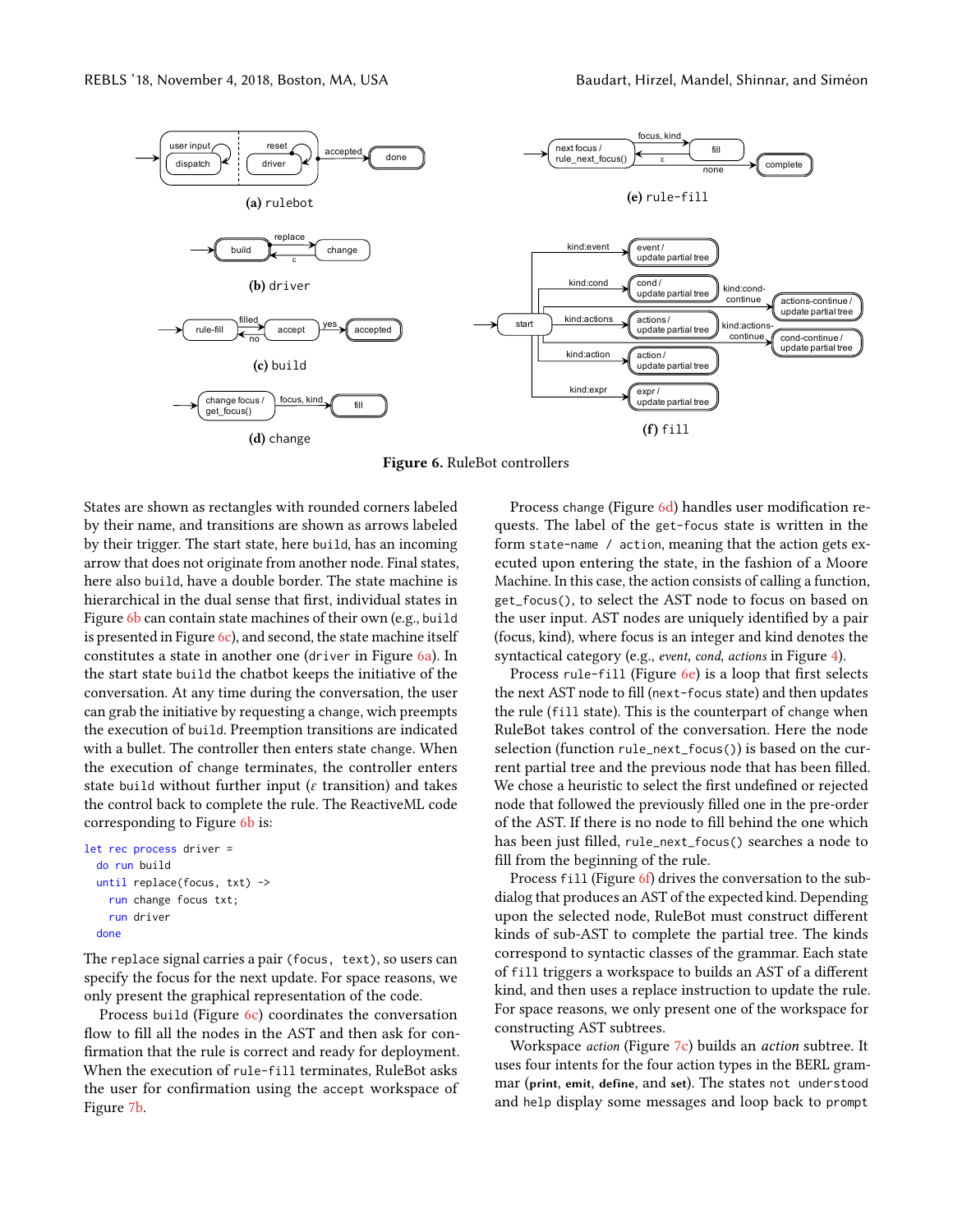Figure 6. RuleBot controllers

(a) rulebot

(b) driver

(c) build

(d) change

(e) rule-fill

(f) fill

States are shown as rectangles with rounded corners labeled by their name, and transitions are shown as arrows labeled by their trigger. The start state, here `build`, has an incoming arrow that does not originate from another node. Final states, here also `build`, have a double border. The state machine is hierarchical in the dual sense that first, individual states in Figure 6b can contain state machines of their own (e.g., `build` is presented in Figure 6c), and second, the state machine itself constitutes a state in another one (`driver` in Figure 6a). In the start state `build` the chatbot keeps the initiative of the conversation. At any time during the conversation, the user can grab the initiative by requesting a `change`, wich preempts the execution of `build`. Preemption transitions are indicated with a bullet. The controller then enters state `change`. When the execution of `change` terminates, the controller enters state `build` without further input ($\varepsilon$ transition) and takes the control back to complete the rule. The ReactiveML code corresponding to Figure 6b is:

```
let rec process driver =
  do run build
  until replace(focus, txt) ->
    run change focus txt;
    run driver
  done
```

The `replace` signal carries a pair `(focus, text)`, so users can specify the focus for the next update. For space reasons, we only present the graphical representation of the code.

Process `build` (Figure 6c) coordinates the conversation flow to fill all the nodes in the AST and then ask for confirmation that the rule is correct and ready for deployment. When the execution of `rule-fill` terminates, RuleBot asks the user for confirmation using the `accept` workspace of Figure 7b.

Process `change` (Figure 6d) handles user modification requests. The label of the `get-focus` state is written in the form `state-name / action`, meaning that the action gets executed upon entering the state, in the fashion of a Moore Machine. In this case, the action consists of calling a function, `get_focus()`, to select the AST node to focus on based on the user input. AST nodes are uniquely identified by a pair (focus, kind), where focus is an integer and kind denotes the syntactical category (e.g., *event*, *cond*, *actions* in Figure 4).

Process `rule-fill` (Figure 6e) is a loop that first selects the next AST node to fill (`next-focus` state) and then updates the rule (`fill` state). This is the counterpart of `change` when RuleBot takes control of the conversation. Here the node selection (function `rule_next_focus()`) is based on the current partial tree and the previous node that has been filled. We chose a heuristic to select the first undefined or rejected node that followed the previously filled one in the pre-order of the AST. If there is no node to fill behind the one which has been just filled, `rule_next_focus()` searches a node to fill from the beginning of the rule.

Process `fill` (Figure 6f) drives the conversation to the subdialog that produces an AST of the expected kind. Depending upon the selected node, RuleBot must construct different kinds of sub-AST to complete the partial tree. The kinds correspond to syntactic classes of the grammar. Each state of `fill` triggers a workspace to builds an AST of a different kind, and then uses a replace instruction to update the rule. For space reasons, we only present one of the workspace for constructing AST subtrees.

Workspace *action* (Figure 7c) builds an *action* subtree. It uses four intents for the four action types in the BERL grammar (**print**, **emit**, **define**, and **set**). The states `not understood` and `help` display some messages and loop back to `prompt`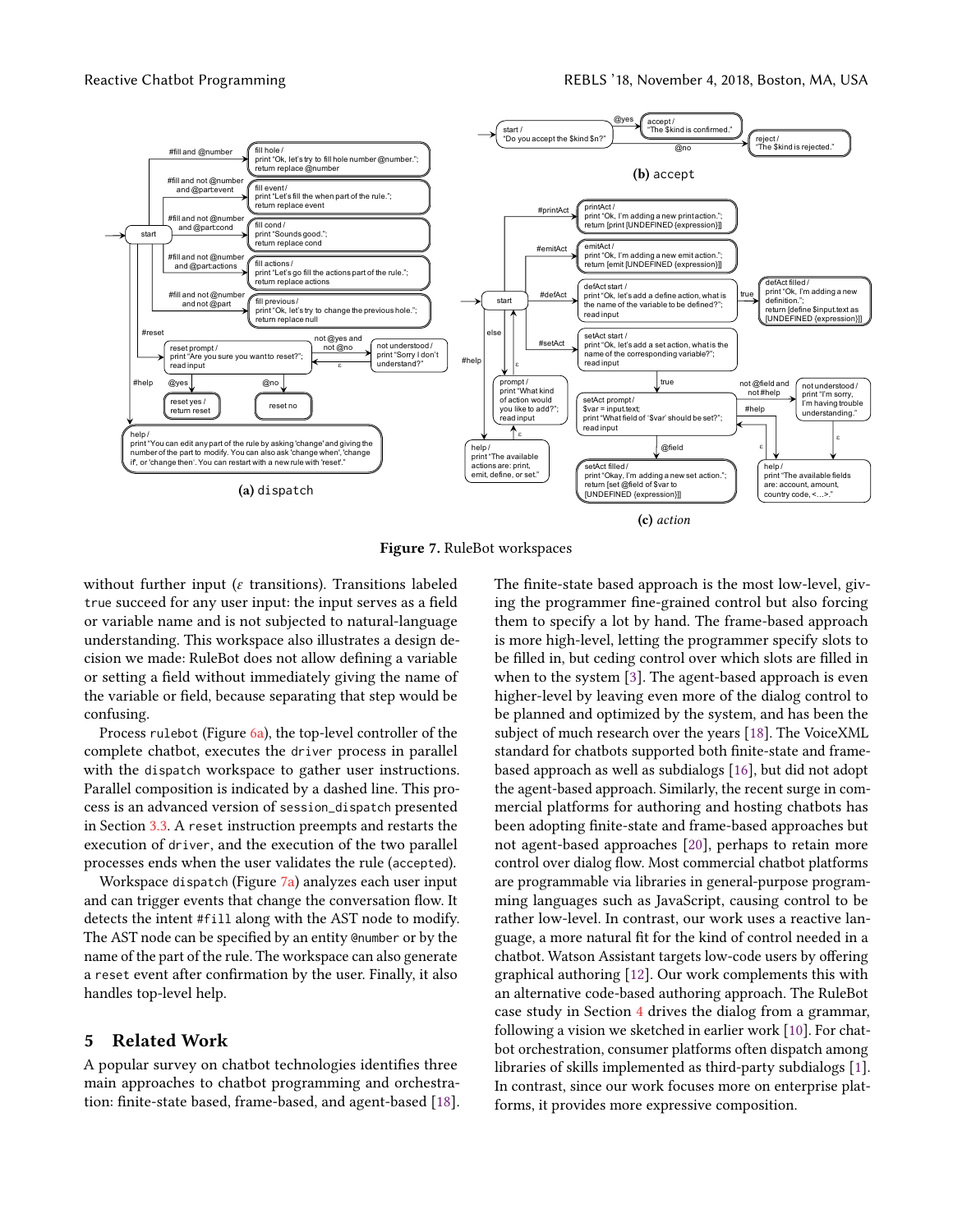**(a)** dispatch

**(b)** accept

**(c)** *action*

**Figure 7.** RuleBot workspaces

without further input (ε transitions). Transitions labeled `true` succeed for any user input: the input serves as a field or variable name and is not subjected to natural-language understanding. This workspace also illustrates a design decision we made: RuleBot does not allow defining a variable or setting a field without immediately giving the name of the variable or field, because separating that step would be confusing.

Process `rulebot` (Figure 6a), the top-level controller of the complete chatbot, executes the `driver` process in parallel with the `dispatch` workspace to gather user instructions. Parallel composition is indicated by a dashed line. This process is an advanced version of `session_dispatch` presented in Section 3.3. A `reset` instruction preempts and restarts the execution of `driver`, and the execution of the two parallel processes ends when the user validates the rule (`accepted`).

Workspace `dispatch` (Figure 7a) analyzes each user input and can trigger events that change the conversation flow. It detects the intent `#fill` along with the AST node to modify. The AST node can be specified by an entity `@number` or by the name of the part of the rule. The workspace can also generate a `reset` event after confirmation by the user. Finally, it also handles top-level help.

## 5 Related Work

A popular survey on chatbot technologies identifies three main approaches to chatbot programming and orchestration: finite-state based, frame-based, and agent-based [18]. The finite-state based approach is the most low-level, giving the programmer fine-grained control but also forcing them to specify a lot by hand. The frame-based approach is more high-level, letting the programmer specify slots to be filled in, but ceding control over which slots are filled in when to the system [3]. The agent-based approach is even higher-level by leaving even more of the dialog control to be planned and optimized by the system, and has been the subject of much research over the years [18]. The VoiceXML standard for chatbots supported both finite-state and frame-based approach as well as subdialogs [16], but did not adopt the agent-based approach. Similarly, the recent surge in commercial platforms for authoring and hosting chatbots has been adopting finite-state and frame-based approaches but not agent-based approaches [20], perhaps to retain more control over dialog flow. Most commercial chatbot platforms are programmable via libraries in general-purpose programming languages such as JavaScript, causing control to be rather low-level. In contrast, our work uses a reactive language, a more natural fit for the kind of control needed in a chatbot. Watson Assistant targets low-code users by offering graphical authoring [12]. Our work complements this with an alternative code-based authoring approach. The RuleBot case study in Section 4 drives the dialog from a grammar, following a vision we sketched in earlier work [10]. For chatbot orchestration, consumer platforms often dispatch among libraries of skills implemented as third-party subdialogs [1]. In contrast, since our work focuses more on enterprise platforms, it provides more expressive composition.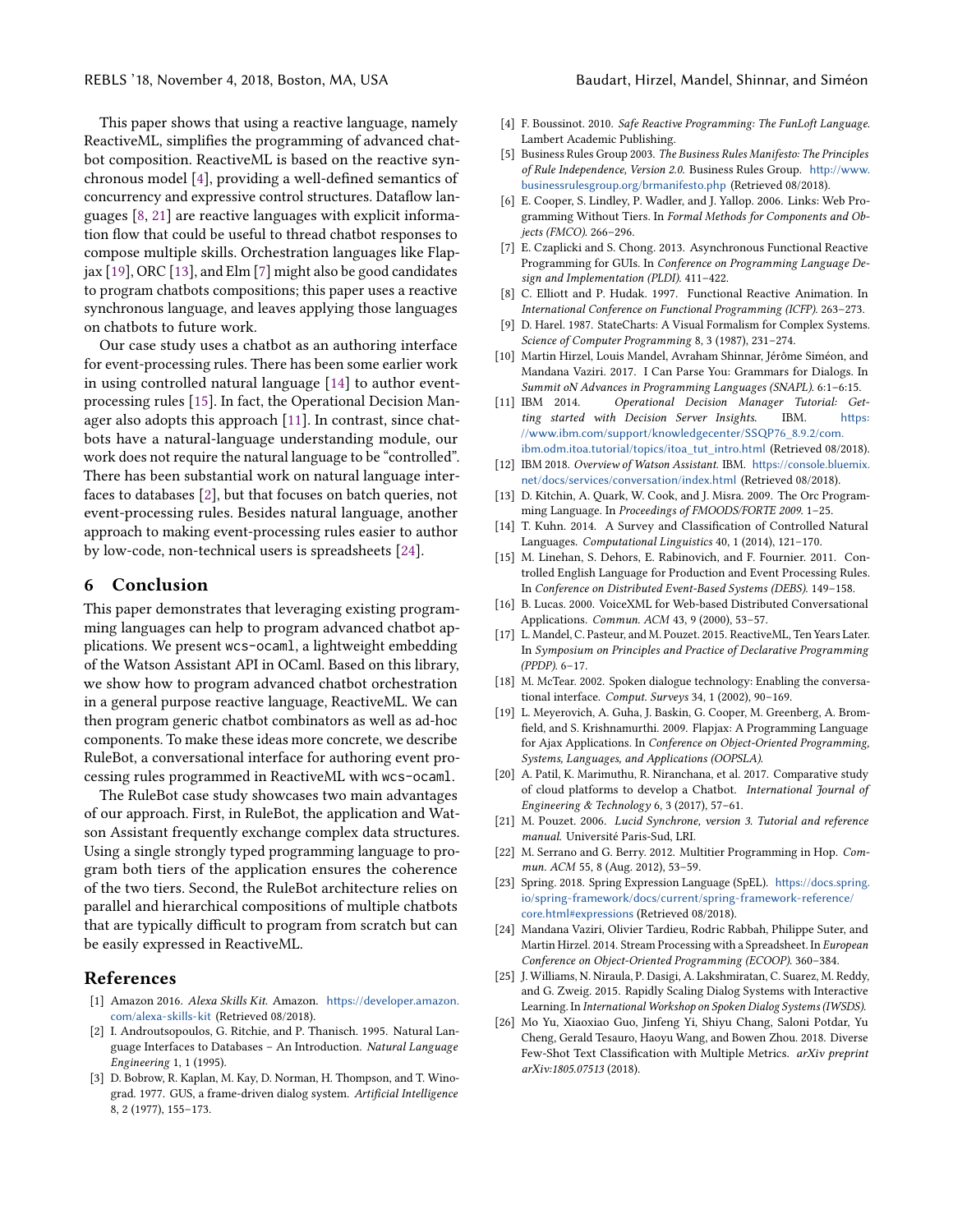This paper shows that using a reactive language, namely ReactiveML, simplifies the programming of advanced chatbot composition. ReactiveML is based on the reactive synchronous model [4], providing a well-defined semantics of concurrency and expressive control structures. Dataflow languages [8, 21] are reactive languages with explicit information flow that could be useful to thread chatbot responses to compose multiple skills. Orchestration languages like Flapjax [19], ORC [13], and Elm [7] might also be good candidates to program chatbots compositions; this paper uses a reactive synchronous language, and leaves applying those languages on chatbots to future work.

Our case study uses a chatbot as an authoring interface for event-processing rules. There has been some earlier work in using controlled natural language [14] to author event-processing rules [15]. In fact, the Operational Decision Manager also adopts this approach [11]. In contrast, since chatbots have a natural-language understanding module, our work does not require the natural language to be "controlled". There has been substantial work on natural language interfaces to databases [2], but that focuses on batch queries, not event-processing rules. Besides natural language, another approach to making event-processing rules easier to author by low-code, non-technical users is spreadsheets [24].

## 6 Conclusion

This paper demonstrates that leveraging existing programming languages can help to program advanced chatbot applications. We present `wcs-ocaml`, a lightweight embedding of the Watson Assistant API in OCaml. Based on this library, we show how to program advanced chatbot orchestration in a general purpose reactive language, ReactiveML. We can then program generic chatbot combinators as well as ad-hoc components. To make these ideas more concrete, we describe RuleBot, a conversational interface for authoring event processing rules programmed in ReactiveML with `wcs-ocaml`.

The RuleBot case study showcases two main advantages of our approach. First, in RuleBot, the application and Watson Assistant frequently exchange complex data structures. Using a single strongly typed programming language to program both tiers of the application ensures the coherence of the two tiers. Second, the RuleBot architecture relies on parallel and hierarchical compositions of multiple chatbots that are typically difficult to program from scratch but can be easily expressed in ReactiveML.

## References

[1] Amazon 2016. *Alexa Skills Kit.* Amazon. https://developer.amazon.com/alexa-skills-kit (Retrieved 08/2018).

[2] I. Androutsopoulos, G. Ritchie, and P. Thanisch. 1995. Natural Language Interfaces to Databases – An Introduction. *Natural Language Engineering* 1, 1 (1995).

[3] D. Bobrow, R. Kaplan, M. Kay, D. Norman, H. Thompson, and T. Winograd. 1977. GUS, a frame-driven dialog system. *Artificial Intelligence* 8, 2 (1977), 155–173.

[4] F. Boussinot. 2010. *Safe Reactive Programming: The FunLoft Language.* Lambert Academic Publishing.

[5] Business Rules Group 2003. *The Business Rules Manifesto: The Principles of Rule Independence, Version 2.0.* Business Rules Group. http://www.businessrulesgroup.org/brmanifesto.php (Retrieved 08/2018).

[6] E. Cooper, S. Lindley, P. Wadler, and J. Yallop. 2006. Links: Web Programming Without Tiers. In *Formal Methods for Components and Objects (FMCO).* 266–296.

[7] E. Czaplicki and S. Chong. 2013. Asynchronous Functional Reactive Programming for GUIs. In *Conference on Programming Language Design and Implementation (PLDI).* 411–422.

[8] C. Elliott and P. Hudak. 1997. Functional Reactive Animation. In *International Conference on Functional Programming (ICFP).* 263–273.

[9] D. Harel. 1987. StateCharts: A Visual Formalism for Complex Systems. *Science of Computer Programming* 8, 3 (1987), 231–274.

[10] Martin Hirzel, Louis Mandel, Avraham Shinnar, Jérôme Siméon, and Mandana Vaziri. 2017. I Can Parse You: Grammars for Dialogs. In *Summit oN Advances in Programming Languages (SNAPL).* 6:1–6:15.

[11] IBM 2014. *Operational Decision Manager Tutorial: Getting started with Decision Server Insights.* IBM. https://www.ibm.com/support/knowledgecenter/SSQP76_8.9.2/com.ibm.odm.itoa.tutorial/topics/itoa_tut_intro.html (Retrieved 08/2018).

[12] IBM 2018. *Overview of Watson Assistant.* IBM. https://console.bluemix.net/docs/services/conversation/index.html (Retrieved 08/2018).

[13] D. Kitchin, A. Quark, W. Cook, and J. Misra. 2009. The Orc Programming Language. In *Proceedings of FMOODS/FORTE 2009.* 1–25.

[14] T. Kuhn. 2014. A Survey and Classification of Controlled Natural Languages. *Computational Linguistics* 40, 1 (2014), 121–170.

[15] M. Linehan, S. Dehors, E. Rabinovich, and F. Fournier. 2011. Controlled English Language for Production and Event Processing Rules. In *Conference on Distributed Event-Based Systems (DEBS).* 149–158.

[16] B. Lucas. 2000. VoiceXML for Web-based Distributed Conversational Applications. *Commun. ACM* 43, 9 (2000), 53–57.

[17] L. Mandel, C. Pasteur, and M. Pouzet. 2015. ReactiveML, Ten Years Later. In *Symposium on Principles and Practice of Declarative Programming (PPDP).* 6–17.

[18] M. McTear. 2002. Spoken dialogue technology: Enabling the conversational interface. *Comput. Surveys* 34, 1 (2002), 90–169.

[19] L. Meyerovich, A. Guha, J. Baskin, G. Cooper, M. Greenberg, A. Bromfield, and S. Krishnamurthi. 2009. Flapjax: A Programming Language for Ajax Applications. In *Conference on Object-Oriented Programming, Systems, Languages, and Applications (OOPSLA).*

[20] A. Patil, K. Marimuthu, R. Niranchana, et al. 2017. Comparative study of cloud platforms to develop a Chatbot. *International Journal of Engineering & Technology* 6, 3 (2017), 57–61.

[21] M. Pouzet. 2006. *Lucid Synchrone, version 3. Tutorial and reference manual.* Université Paris-Sud, LRI.

[22] M. Serrano and G. Berry. 2012. Multitier Programming in Hop. *Commun. ACM* 55, 8 (Aug. 2012), 53–59.

[23] Spring. 2018. Spring Expression Language (SpEL). https://docs.spring.io/spring-framework/docs/current/spring-framework-reference/core.html#expressions (Retrieved 08/2018).

[24] Mandana Vaziri, Olivier Tardieu, Rodric Rabbah, Philippe Suter, and Martin Hirzel. 2014. Stream Processing with a Spreadsheet. In *European Conference on Object-Oriented Programming (ECOOP).* 360–384.

[25] J. Williams, N. Niraula, P. Dasigi, A. Lakshmiratan, C. Suarez, M. Reddy, and G. Zweig. 2015. Rapidly Scaling Dialog Systems with Interactive Learning. In *International Workshop on Spoken Dialog Systems (IWSDS).*

[26] Mo Yu, Xiaoxiao Guo, Jinfeng Yi, Shiyu Chang, Saloni Potdar, Yu Cheng, Gerald Tesauro, Haoyu Wang, and Bowen Zhou. 2018. Diverse Few-Shot Text Classification with Multiple Metrics. *arXiv preprint arXiv:1805.07513* (2018).